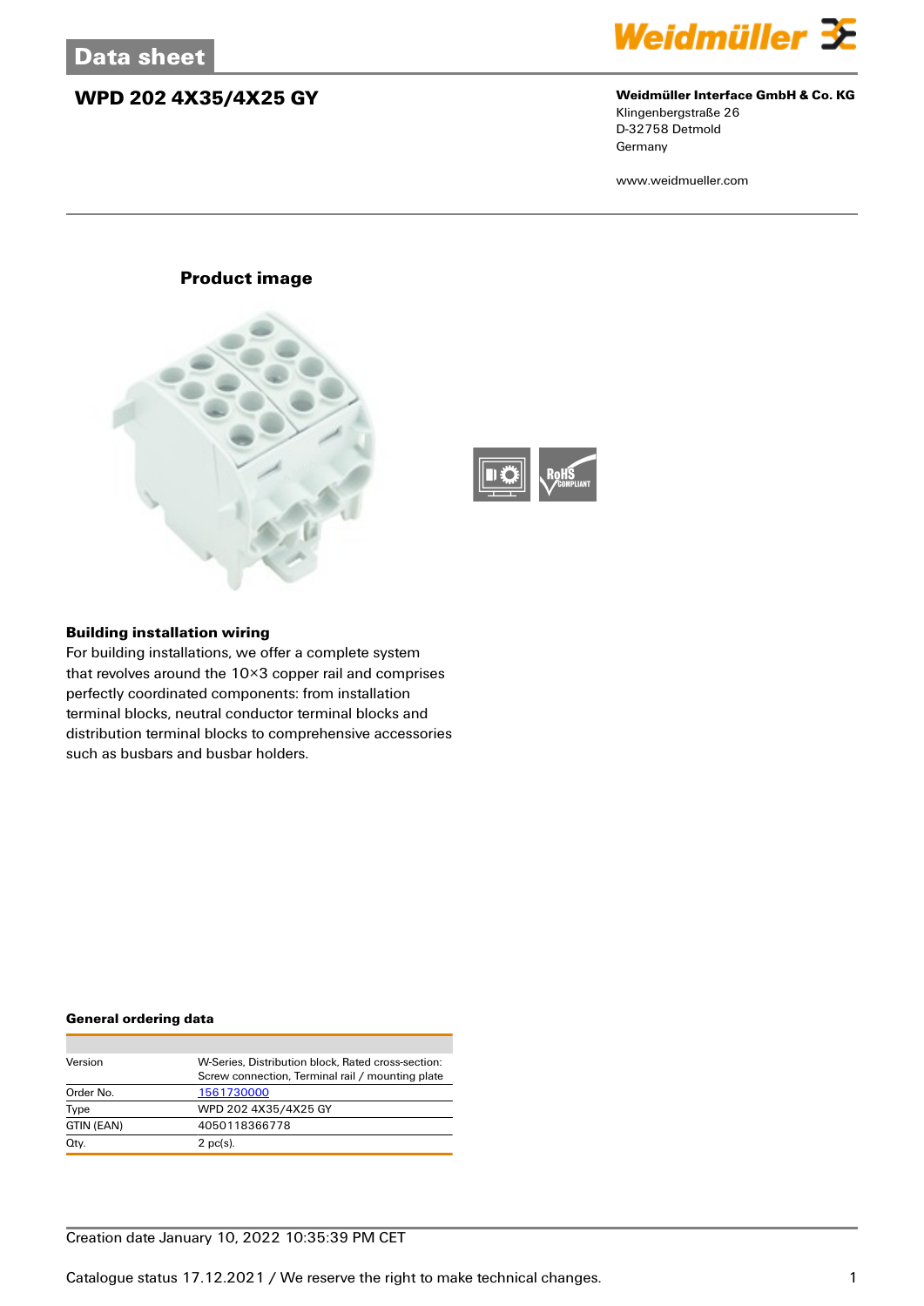## Data sheet

# WPD 202 4X35/4X25 GY

**Weidmüller Interface GmbH & Co. KG**
Klingenbergstraße 26
D-32758 Detmold
Germany

www.weidmueller.com

### Product image

### Building installation wiring

For building installations, we offer a complete system that revolves around the 10×3 copper rail and comprises perfectly coordinated components: from installation terminal blocks, neutral conductor terminal blocks and distribution terminal blocks to comprehensive accessories such as busbars and busbar holders.

### General ordering data

| | |
|---|---|
| Version | W-Series, Distribution block, Rated cross-section: Screw connection, Terminal rail / mounting plate |
| Order No. | 1561730000 |
| Type | WPD 202 4X35/4X25 GY |
| GTIN (EAN) | 4050118366778 |
| Qty. | 2 pc(s). |

Creation date January 10, 2022 10:35:39 PM CET

Catalogue status 17.12.2021 / We reserve the right to make technical changes.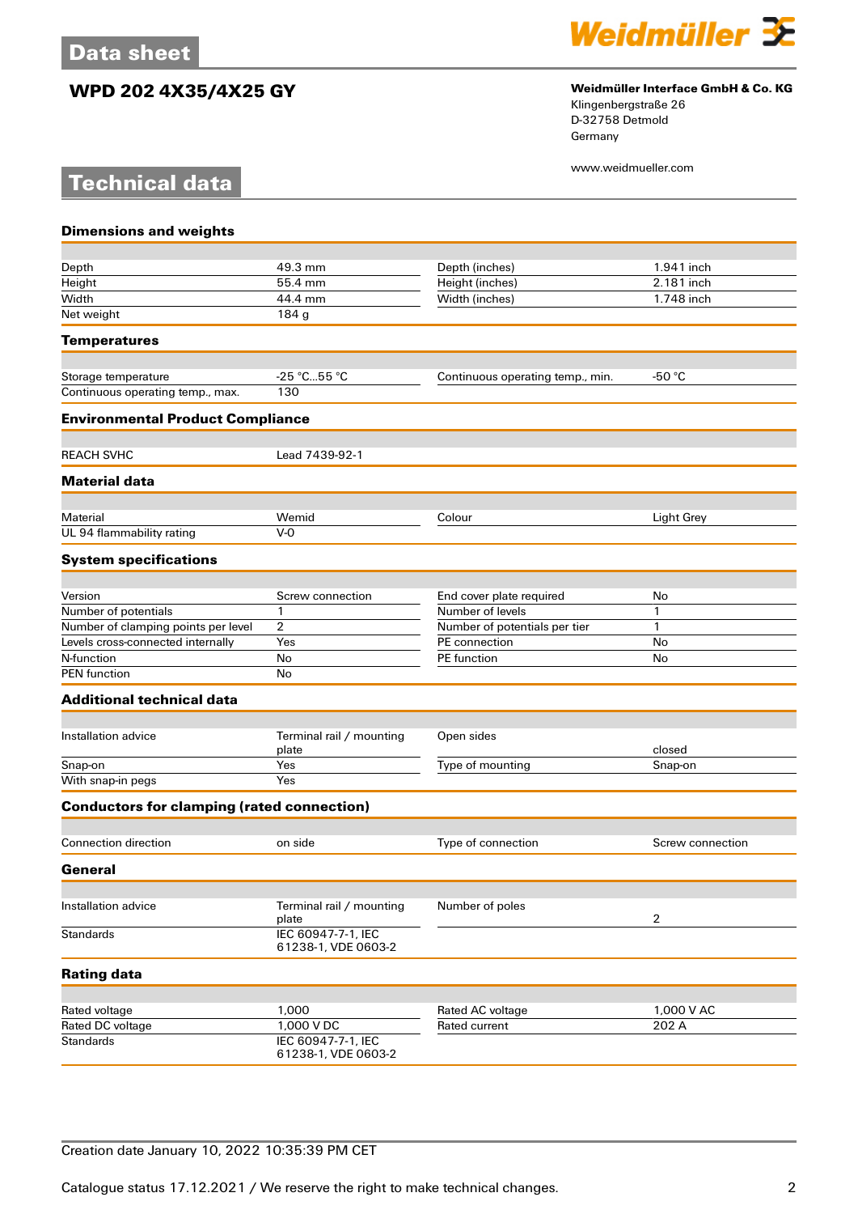# WPD 202 4X35/4X25 GY

**Weidmüller Interface GmbH & Co. KG**
Klingenbergstraße 26
D-32758 Detmold
Germany

www.weidmueller.com

## Technical data

### Dimensions and weights

| | | | |
|---|---|---|---|
| Depth | 49.3 mm | Depth (inches) | 1.941 inch |
| Height | 55.4 mm | Height (inches) | 2.181 inch |
| Width | 44.4 mm | Width (inches) | 1.748 inch |
| Net weight | 184 g | | |

### Temperatures

| | | | |
|---|---|---|---|
| Storage temperature | -25 °C...55 °C | Continuous operating temp., min. | -50 °C |
| Continuous operating temp., max. | 130 | | |

### Environmental Product Compliance

| | |
|---|---|
| REACH SVHC | Lead 7439-92-1 |

### Material data

| | | | |
|---|---|---|---|
| Material | Wemid | Colour | Light Grey |
| UL 94 flammability rating | V-0 | | |

### System specifications

| | | | |
|---|---|---|---|
| Version | Screw connection | End cover plate required | No |
| Number of potentials | 1 | Number of levels | 1 |
| Number of clamping points per level | 2 | Number of potentials per tier | 1 |
| Levels cross-connected internally | Yes | PE connection | No |
| N-function | No | PE function | No |
| PEN function | No | | |

### Additional technical data

| | | | |
|---|---|---|---|
| Installation advice | Terminal rail / mounting plate | Open sides | closed |
| Snap-on | Yes | Type of mounting | Snap-on |
| With snap-in pegs | Yes | | |

### Conductors for clamping (rated connection)

| | | | |
|---|---|---|---|
| Connection direction | on side | Type of connection | Screw connection |

### General

| | | | |
|---|---|---|---|
| Installation advice | Terminal rail / mounting plate | Number of poles | 2 |
| Standards | IEC 60947-7-1, IEC 61238-1, VDE 0603-2 | | |

### Rating data

| | | | |
|---|---|---|---|
| Rated voltage | 1,000 | Rated AC voltage | 1,000 V AC |
| Rated DC voltage | 1,000 V DC | Rated current | 202 A |
| Standards | IEC 60947-7-1, IEC 61238-1, VDE 0603-2 | | |

Creation date January 10, 2022 10:35:39 PM CET

Catalogue status 17.12.2021 / We reserve the right to make technical changes.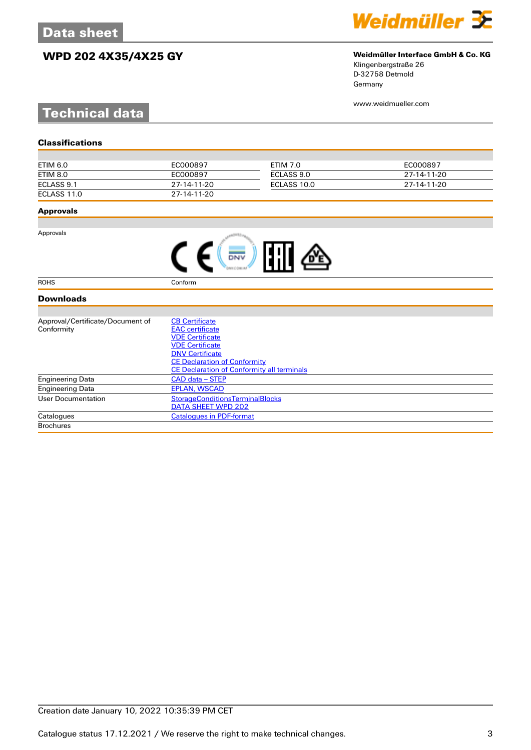# Data sheet

## WPD 202 4X35/4X25 GY

**Weidmüller Interface GmbH & Co. KG**
Klingenbergstraße 26
D-32758 Detmold
Germany

www.weidmueller.com

# Technical data

### Classifications

| | | | |
|---|---|---|---|
| ETIM 6.0 | EC000897 | ETIM 7.0 | EC000897 |
| ETIM 8.0 | EC000897 | ECLASS 9.0 | 27-14-11-20 |
| ECLASS 9.1 | 27-14-11-20 | ECLASS 10.0 | 27-14-11-20 |
| ECLASS 11.0 | 27-14-11-20 | | |

### Approvals

| | |
|---|---|
| Approvals | |
| ROHS | Conform |

### Downloads

| | |
|---|---|
| Approval/Certificate/Document of Conformity | CB Certificate<br>EAC certificate<br>VDE Certificate<br>VDE Certificate<br>DNV Certificate<br>CE Declaration of Conformity<br>CE Declaration of Conformity all terminals |
| Engineering Data | CAD data – STEP |
| Engineering Data | EPLAN, WSCAD |
| User Documentation | StorageConditionsTerminalBlocks<br>DATA SHEET WPD 202 |
| Catalogues | Catalogues in PDF-format |
| Brochures | |

Creation date January 10, 2022 10:35:39 PM CET

Catalogue status 17.12.2021 / We reserve the right to make technical changes.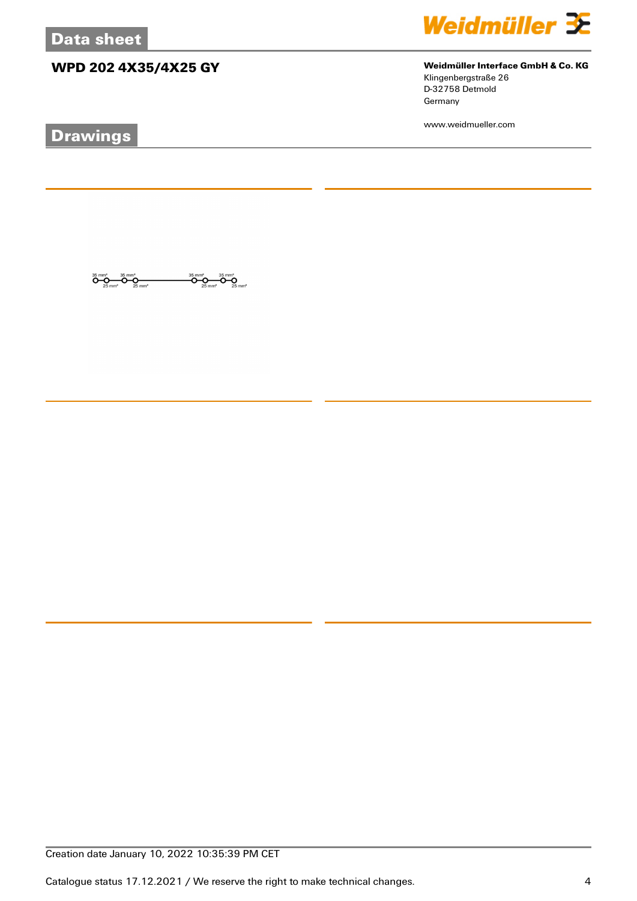## Drawings

35 mm² 35 mm² 35 mm² 35 mm²
25 mm² 25 mm² 25 mm² 25 mm²

Creation date January 10, 2022 10:35:39 PM CET

Catalogue status 17.12.2021 / We reserve the right to make technical changes.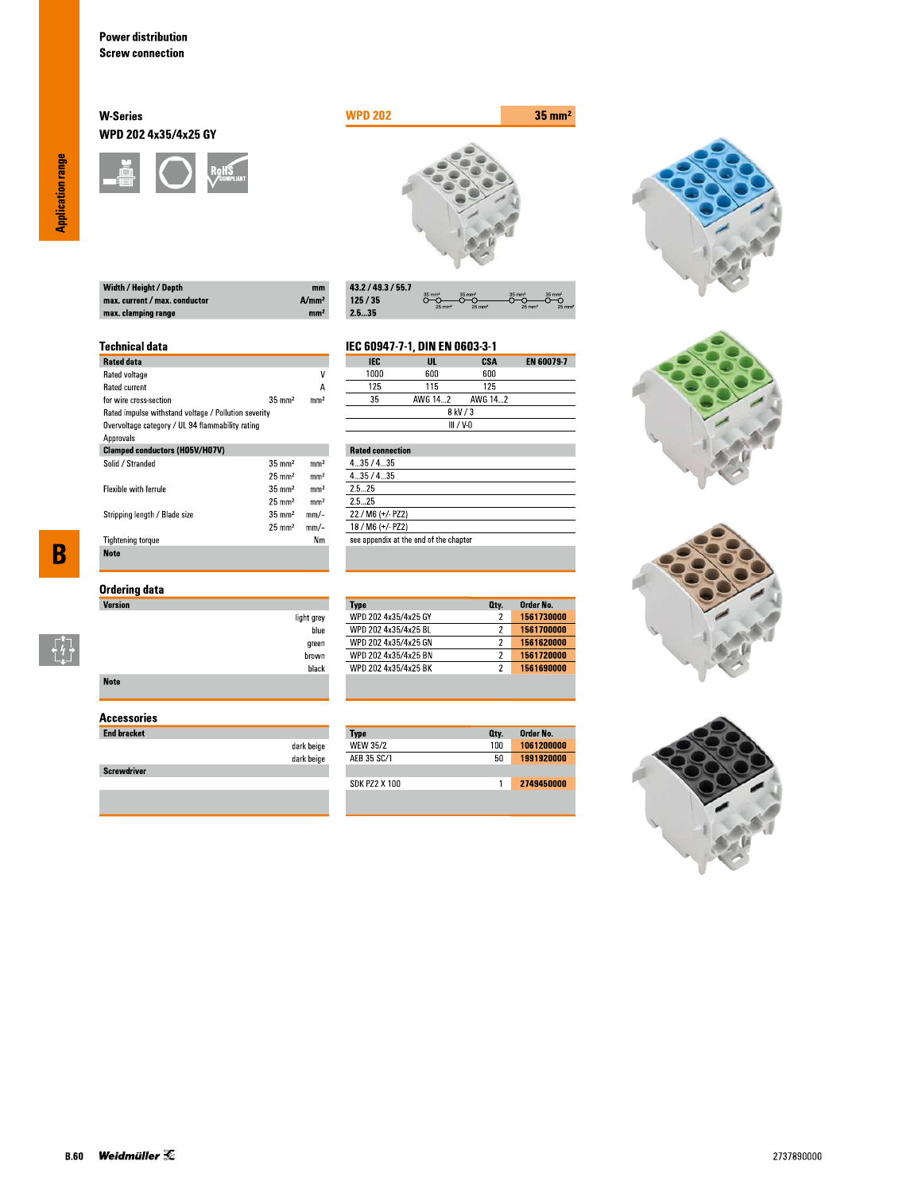# Power distribution
## Screw connection

### W-Series
### WPD 202 4x35/4x25 GY

**WPD 202** — **35 mm²**

| | | |
|---|---|---|
| Width / Height / Depth | mm | 43.2 / 49.3 / 55.7 |
| max. current / max. conductor | A/mm² | 125 / 35 |
| max. clamping range | mm² | 2.5...35 |

### Technical data

**IEC 60947-7-1, DIN EN 0603-3-1**

| Rated data | | | IEC | UL | CSA | EN 60079-7 |
|---|---|---|---|---|---|---|
| Rated voltage | | V | 1000 | 600 | 600 | |
| Rated current | | A | 125 | 115 | 125 | |
| for wire cross-section | 35 mm² | mm² | 35 | AWG 14...2 | AWG 14...2 | |
| Rated impulse withstand voltage / Pollution severity | | | 8 kV / 3 | | | |
| Overvoltage category / UL 94 flammability rating | | | III / V-0 | | | |
| Approvals | | | | | | |

| Clamped conductors (H05V/H07V) | | | Rated connection |
|---|---|---|---|
| Solid / Stranded | 35 mm² | mm² | 4...35 / 4...35 |
| | 25 mm² | mm² | 4...35 / 4...35 |
| Flexible with ferrule | 35 mm² | mm² | 2.5...25 |
| | 25 mm² | mm² | 2.5...25 |
| Stripping length / Blade size | 35 mm² | mm/- | 22 / M6 (+/- PZ2) |
| | 25 mm² | mm/- | 18 / M6 (+/- PZ2) |
| Tightening torque | | Nm | see appendix at the end of the chapter |
| **Note** | | | |

### Ordering data

| Version | Type | Qty. | Order No. |
|---|---|---|---|
| light grey | WPD 202 4x35/4x25 GY | 2 | 1561730000 |
| blue | WPD 202 4x35/4x25 BL | 2 | 1561700000 |
| green | WPD 202 4x35/4x25 GN | 2 | 1561620000 |
| brown | WPD 202 4x35/4x25 BN | 2 | 1561720000 |
| black | WPD 202 4x35/4x25 BK | 2 | 1561690000 |
| **Note** | | | |

### Accessories

| End bracket | Type | Qty. | Order No. |
|---|---|---|---|
| dark beige | WEW 35/2 | 100 | 1061200000 |
| dark beige | AEB 35 SC/1 | 50 | 1991920000 |
| **Screwdriver** | | | |
| | SDK PZ2 X 100 | 1 | 2749450000 |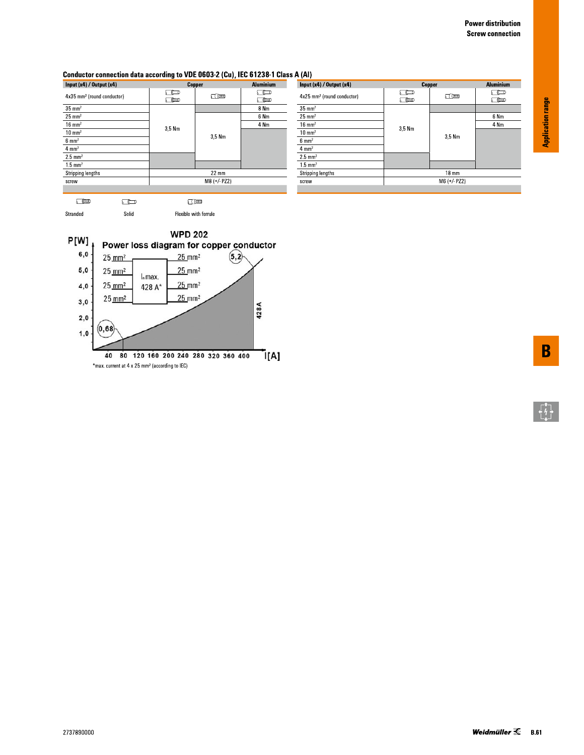## Conductor connection data according to VDE 0603-2 (Cu), IEC 61238-1 Class A (Al)

| Input (x4) / Output (x4) | Copper | | Aluminium |
|---|---|---|---|
| 4x35 mm² (round conductor) | Solid / Stranded | Flexible with ferrule | Solid / Stranded |
| 35 mm² | 3,5 Nm | | 8 Nm |
| 25 mm² | 3,5 Nm | 3,5 Nm | 6 Nm |
| 16 mm² | 3,5 Nm | 3,5 Nm | 4 Nm |
| 10 mm² | 3,5 Nm | 3,5 Nm | |
| 6 mm² | 3,5 Nm | 3,5 Nm | |
| 4 mm² | 3,5 Nm | 3,5 Nm | |
| 2.5 mm² | | 3,5 Nm | |
| 1.5 mm² | | | |
| Stripping lengths | 22 mm | | |
| screw | M8 (+/- PZ2) | | |

| Input (x4) / Output (x4) | Copper | | Aluminium |
|---|---|---|---|
| 4x25 mm² (round conductor) | Solid / Stranded | Flexible with ferrule | Solid / Stranded |
| 35 mm² | 3,5 Nm | | |
| 25 mm² | 3,5 Nm | 3,5 Nm | 6 Nm |
| 16 mm² | 3,5 Nm | 3,5 Nm | 4 Nm |
| 10 mm² | 3,5 Nm | 3,5 Nm | |
| 6 mm² | 3,5 Nm | 3,5 Nm | |
| 4 mm² | 3,5 Nm | 3,5 Nm | |
| 2.5 mm² | | 3,5 Nm | |
| 1.5 mm² | | | |
| Stripping lengths | 18 mm | | |
| screw | M6 (+/- PZ2) | | |

Stranded     Solid     Flexible with ferrule

WPD 202

Power loss diagram for copper conductor

P[W]

6,0
5,0
4,0
3,0
2,0
1,0

25 mm² (x4 input) / 25 mm² (x4 output)

$I_n$ max. 428 A*

5,2

0,68

428 A

40 80 120 160 200 240 280 320 360 400

I[A]

*max. current at 4 x 25 mm² (according to IEC)

2737890000